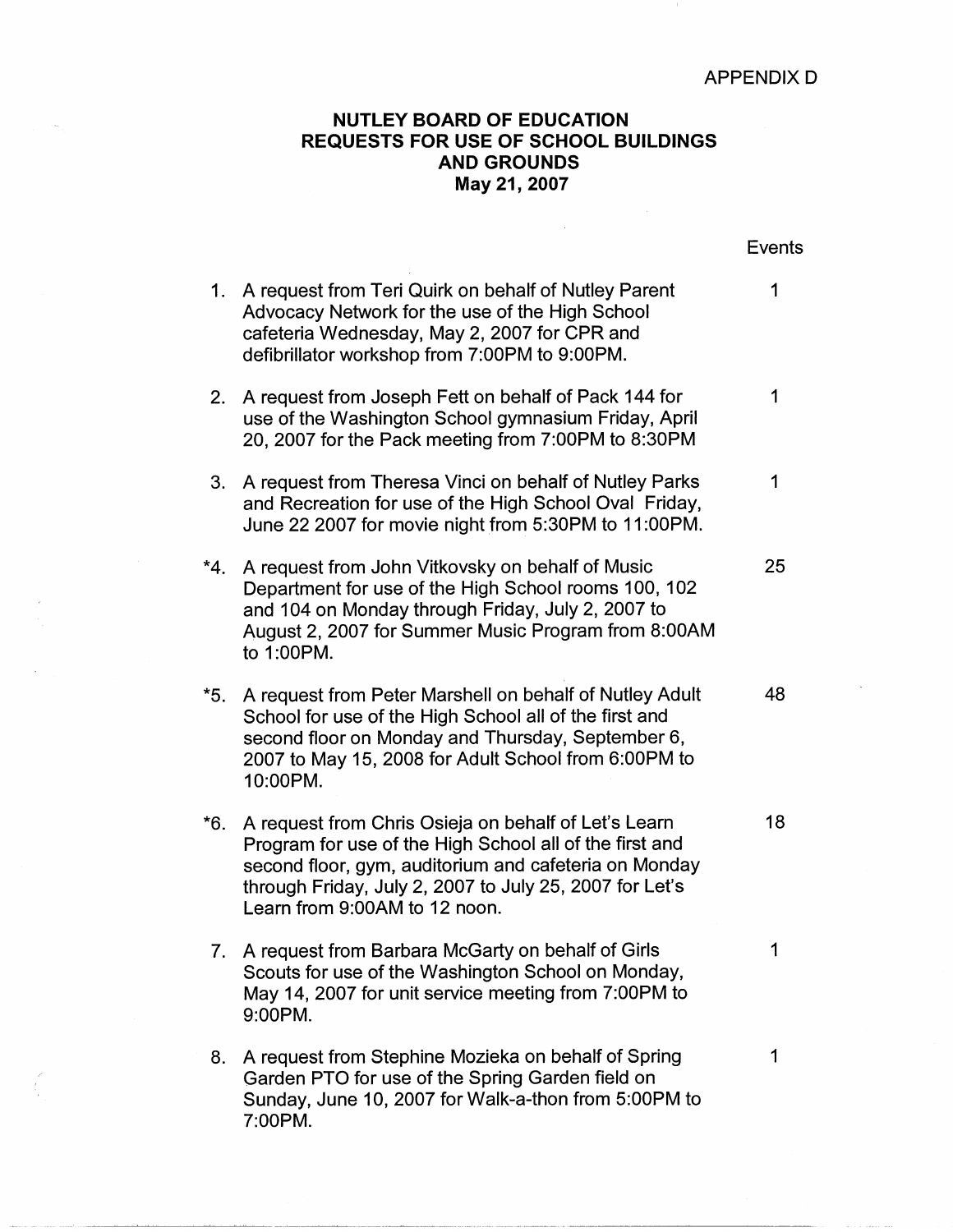APPENDIX D

# NUTLEY BOARD OF EDUCATION
## REQUESTS FOR USE OF SCHOOL BUILDINGS AND GROUNDS
### May 21, 2007

| | Request | Events |
|---|---|---|
| 1. | A request from Teri Quirk on behalf of Nutley Parent Advocacy Network for the use of the High School cafeteria Wednesday, May 2, 2007 for CPR and defibrillator workshop from 7:00PM to 9:00PM. | 1 |
| 2. | A request from Joseph Fett on behalf of Pack 144 for use of the Washington School gymnasium Friday, April 20, 2007 for the Pack meeting from 7:00PM to 8:30PM | 1 |
| 3. | A request from Theresa Vinci on behalf of Nutley Parks and Recreation for use of the High School Oval Friday, June 22 2007 for movie night from 5:30PM to 11:00PM. | 1 |
| *4. | A request from John Vitkovsky on behalf of Music Department for use of the High School rooms 100, 102 and 104 on Monday through Friday, July 2, 2007 to August 2, 2007 for Summer Music Program from 8:00AM to 1:00PM. | 25 |
| *5. | A request from Peter Marshell on behalf of Nutley Adult School for use of the High School all of the first and second floor on Monday and Thursday, September 6, 2007 to May 15, 2008 for Adult School from 6:00PM to 10:00PM. | 48 |
| *6. | A request from Chris Osieja on behalf of Let's Learn Program for use of the High School all of the first and second floor, gym, auditorium and cafeteria on Monday through Friday, July 2, 2007 to July 25, 2007 for Let's Learn from 9:00AM to 12 noon. | 18 |
| 7. | A request from Barbara McGarty on behalf of Girls Scouts for use of the Washington School on Monday, May 14, 2007 for unit service meeting from 7:00PM to 9:00PM. | 1 |
| 8. | A request from Stephine Mozieka on behalf of Spring Garden PTO for use of the Spring Garden field on Sunday, June 10, 2007 for Walk-a-thon from 5:00PM to 7:00PM. | 1 |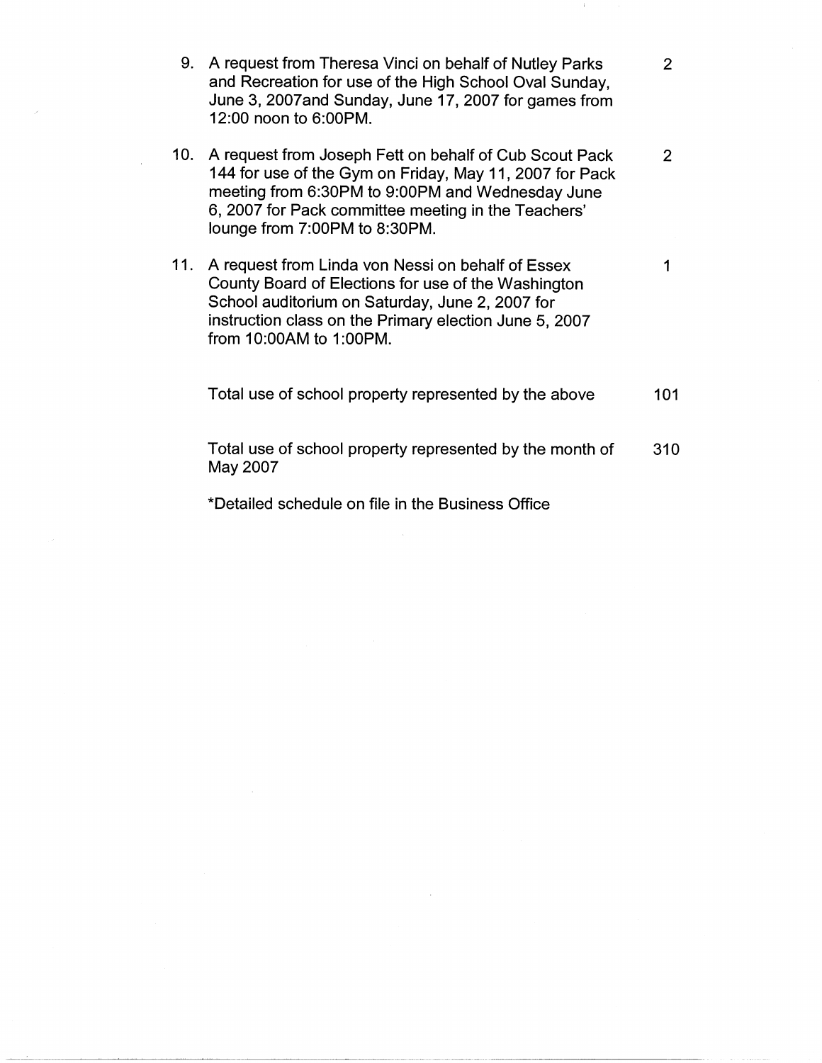9. A request from Theresa Vinci on behalf of Nutley Parks and Recreation for use of the High School Oval Sunday, June 3, 2007and Sunday, June 17, 2007 for games from 12:00 noon to 6:00PM. 2

10. A request from Joseph Fett on behalf of Cub Scout Pack 144 for use of the Gym on Friday, May 11, 2007 for Pack meeting from 6:30PM to 9:00PM and Wednesday June 6, 2007 for Pack committee meeting in the Teachers' lounge from 7:00PM to 8:30PM. 2

11. A request from Linda von Nessi on behalf of Essex County Board of Elections for use of the Washington School auditorium on Saturday, June 2, 2007 for instruction class on the Primary election June 5, 2007 from 10:00AM to 1:00PM. 1

Total use of school property represented by the above 101

Total use of school property represented by the month of May 2007 310

*Detailed schedule on file in the Business Office